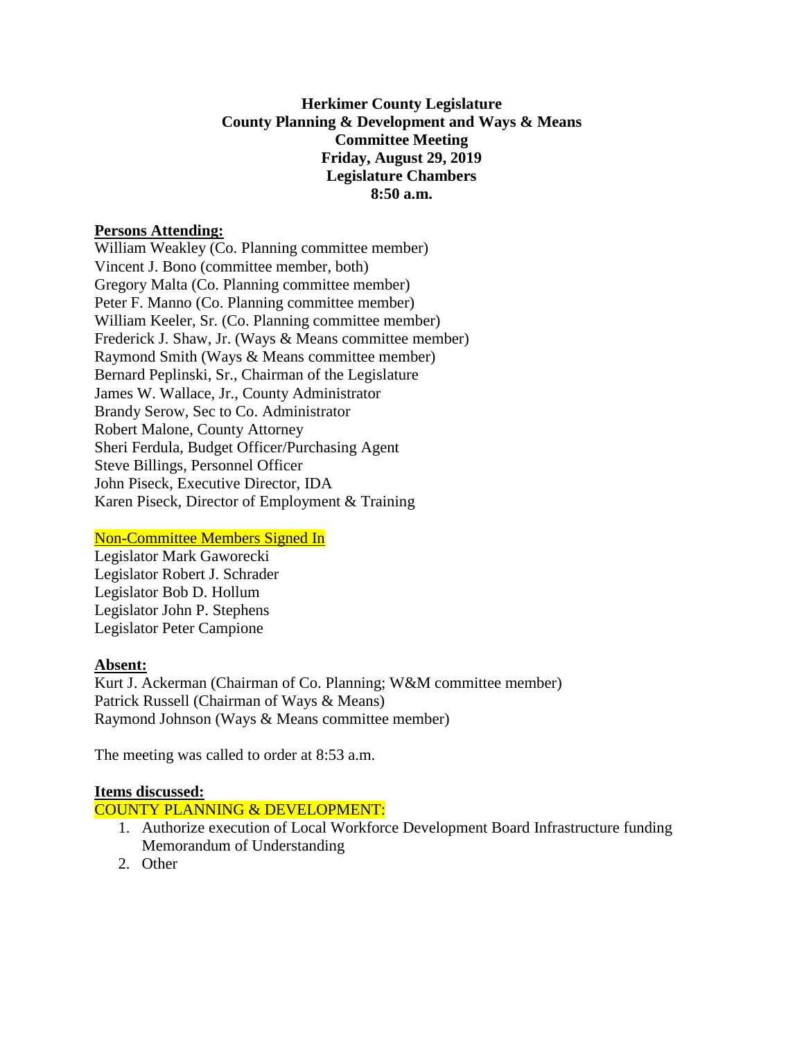**Herkimer County Legislature**
**County Planning & Development and Ways & Means**
**Committee Meeting**
**Friday, August 29, 2019**
**Legislature Chambers**
**8:50 a.m.**

**Persons Attending:**

William Weakley (Co. Planning committee member)
Vincent J. Bono (committee member, both)
Gregory Malta (Co. Planning committee member)
Peter F. Manno (Co. Planning committee member)
William Keeler, Sr. (Co. Planning committee member)
Frederick J. Shaw, Jr. (Ways & Means committee member)
Raymond Smith (Ways & Means committee member)
Bernard Peplinski, Sr., Chairman of the Legislature
James W. Wallace, Jr., County Administrator
Brandy Serow, Sec to Co. Administrator
Robert Malone, County Attorney
Sheri Ferdula, Budget Officer/Purchasing Agent
Steve Billings, Personnel Officer
John Piseck, Executive Director, IDA
Karen Piseck, Director of Employment & Training

Non-Committee Members Signed In

Legislator Mark Gaworecki
Legislator Robert J. Schrader
Legislator Bob D. Hollum
Legislator John P. Stephens
Legislator Peter Campione

**Absent:**

Kurt J. Ackerman (Chairman of Co. Planning; W&M committee member)
Patrick Russell (Chairman of Ways & Means)
Raymond Johnson (Ways & Means committee member)

The meeting was called to order at 8:53 a.m.

**Items discussed:**

COUNTY PLANNING & DEVELOPMENT:

1. Authorize execution of Local Workforce Development Board Infrastructure funding Memorandum of Understanding
2. Other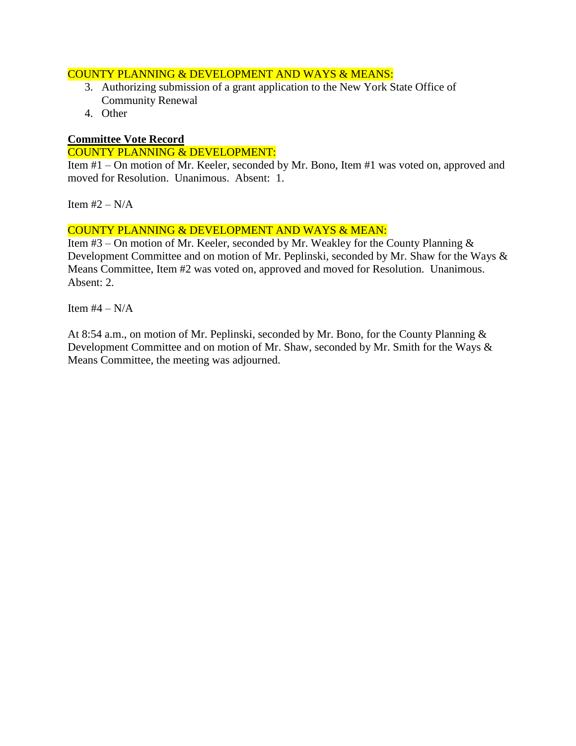COUNTY PLANNING & DEVELOPMENT AND WAYS & MEANS:

3. Authorizing submission of a grant application to the New York State Office of Community Renewal
4. Other

**Committee Vote Record**

COUNTY PLANNING & DEVELOPMENT:

Item #1 – On motion of Mr. Keeler, seconded by Mr. Bono, Item #1 was voted on, approved and moved for Resolution. Unanimous. Absent: 1.

Item #2 – N/A

COUNTY PLANNING & DEVELOPMENT AND WAYS & MEAN:

Item #3 – On motion of Mr. Keeler, seconded by Mr. Weakley for the County Planning & Development Committee and on motion of Mr. Peplinski, seconded by Mr. Shaw for the Ways & Means Committee, Item #2 was voted on, approved and moved for Resolution. Unanimous. Absent: 2.

Item #4 – N/A

At 8:54 a.m., on motion of Mr. Peplinski, seconded by Mr. Bono, for the County Planning & Development Committee and on motion of Mr. Shaw, seconded by Mr. Smith for the Ways & Means Committee, the meeting was adjourned.